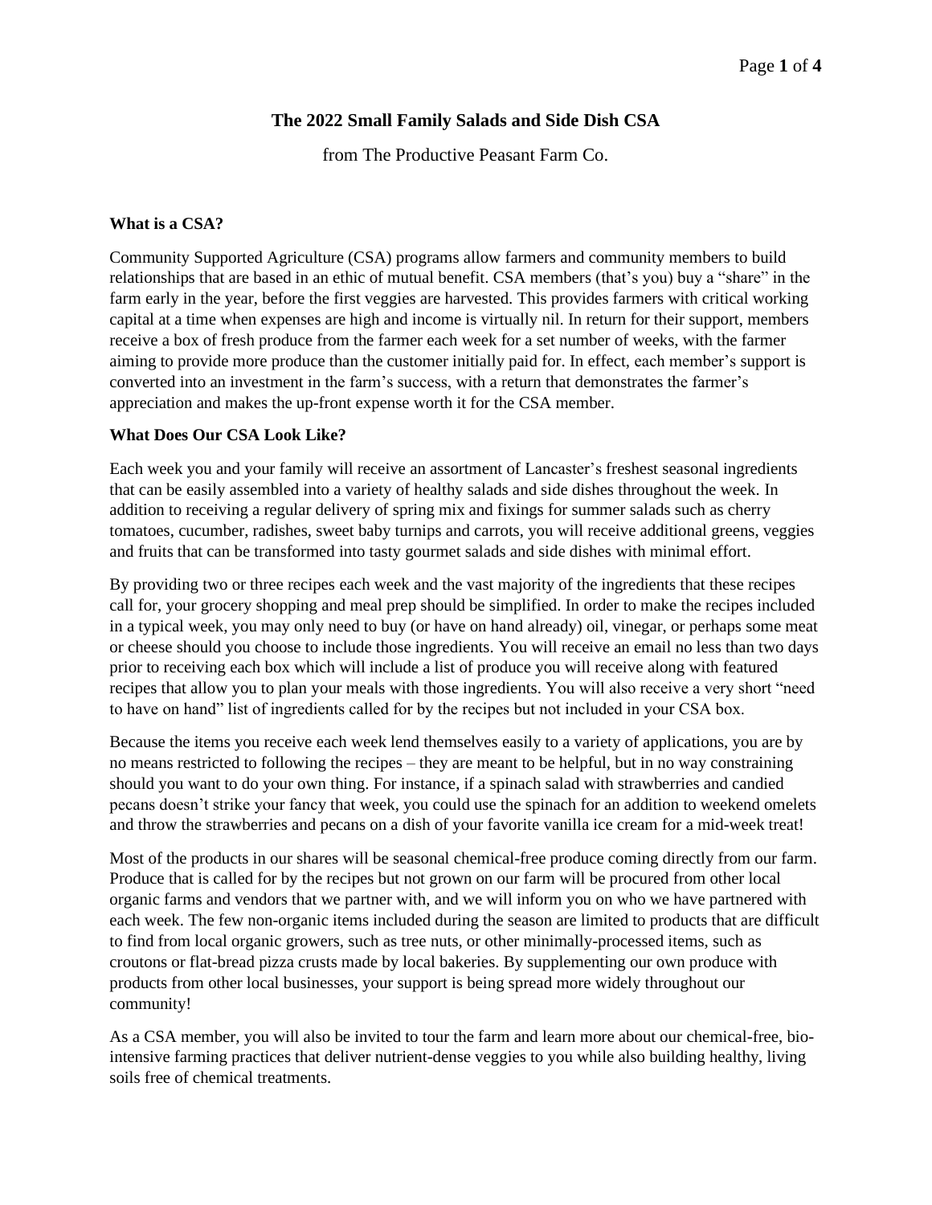# The 2022 Small Family Salads and Side Dish CSA

from The Productive Peasant Farm Co.

**What is a CSA?**

Community Supported Agriculture (CSA) programs allow farmers and community members to build relationships that are based in an ethic of mutual benefit. CSA members (that's you) buy a "share" in the farm early in the year, before the first veggies are harvested. This provides farmers with critical working capital at a time when expenses are high and income is virtually nil. In return for their support, members receive a box of fresh produce from the farmer each week for a set number of weeks, with the farmer aiming to provide more produce than the customer initially paid for. In effect, each member's support is converted into an investment in the farm's success, with a return that demonstrates the farmer's appreciation and makes the up-front expense worth it for the CSA member.

**What Does Our CSA Look Like?**

Each week you and your family will receive an assortment of Lancaster's freshest seasonal ingredients that can be easily assembled into a variety of healthy salads and side dishes throughout the week. In addition to receiving a regular delivery of spring mix and fixings for summer salads such as cherry tomatoes, cucumber, radishes, sweet baby turnips and carrots, you will receive additional greens, veggies and fruits that can be transformed into tasty gourmet salads and side dishes with minimal effort.

By providing two or three recipes each week and the vast majority of the ingredients that these recipes call for, your grocery shopping and meal prep should be simplified. In order to make the recipes included in a typical week, you may only need to buy (or have on hand already) oil, vinegar, or perhaps some meat or cheese should you choose to include those ingredients. You will receive an email no less than two days prior to receiving each box which will include a list of produce you will receive along with featured recipes that allow you to plan your meals with those ingredients. You will also receive a very short "need to have on hand" list of ingredients called for by the recipes but not included in your CSA box.

Because the items you receive each week lend themselves easily to a variety of applications, you are by no means restricted to following the recipes – they are meant to be helpful, but in no way constraining should you want to do your own thing. For instance, if a spinach salad with strawberries and candied pecans doesn't strike your fancy that week, you could use the spinach for an addition to weekend omelets and throw the strawberries and pecans on a dish of your favorite vanilla ice cream for a mid-week treat!

Most of the products in our shares will be seasonal chemical-free produce coming directly from our farm. Produce that is called for by the recipes but not grown on our farm will be procured from other local organic farms and vendors that we partner with, and we will inform you on who we have partnered with each week. The few non-organic items included during the season are limited to products that are difficult to find from local organic growers, such as tree nuts, or other minimally-processed items, such as croutons or flat-bread pizza crusts made by local bakeries. By supplementing our own produce with products from other local businesses, your support is being spread more widely throughout our community!

As a CSA member, you will also be invited to tour the farm and learn more about our chemical-free, bio-intensive farming practices that deliver nutrient-dense veggies to you while also building healthy, living soils free of chemical treatments.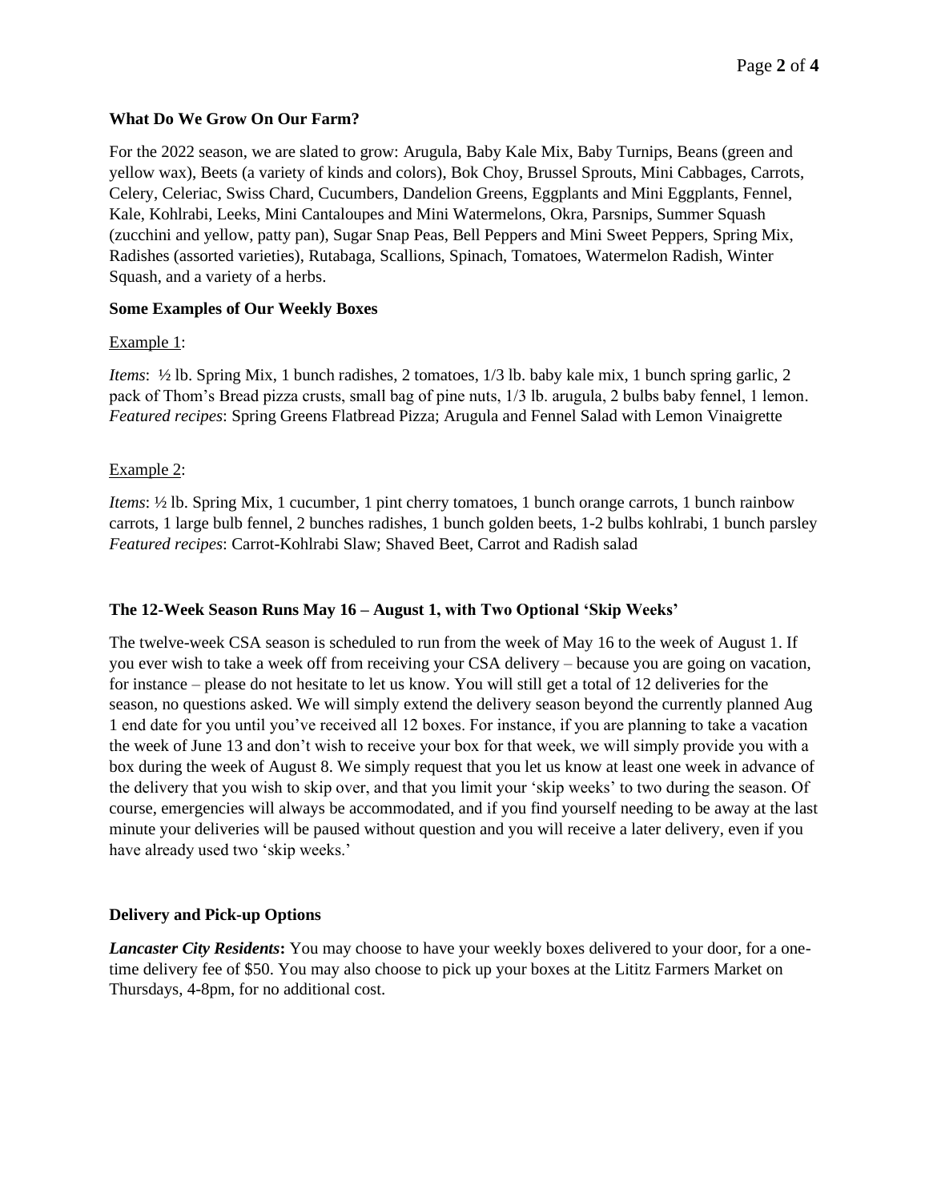### What Do We Grow On Our Farm?

For the 2022 season, we are slated to grow: Arugula, Baby Kale Mix, Baby Turnips, Beans (green and yellow wax), Beets (a variety of kinds and colors), Bok Choy, Brussel Sprouts, Mini Cabbages, Carrots, Celery, Celeriac, Swiss Chard, Cucumbers, Dandelion Greens, Eggplants and Mini Eggplants, Fennel, Kale, Kohlrabi, Leeks, Mini Cantaloupes and Mini Watermelons, Okra, Parsnips, Summer Squash (zucchini and yellow, patty pan), Sugar Snap Peas, Bell Peppers and Mini Sweet Peppers, Spring Mix, Radishes (assorted varieties), Rutabaga, Scallions, Spinach, Tomatoes, Watermelon Radish, Winter Squash, and a variety of a herbs.

### Some Examples of Our Weekly Boxes

Example 1:

*Items*: ½ lb. Spring Mix, 1 bunch radishes, 2 tomatoes, 1/3 lb. baby kale mix, 1 bunch spring garlic, 2 pack of Thom's Bread pizza crusts, small bag of pine nuts, 1/3 lb. arugula, 2 bulbs baby fennel, 1 lemon.
*Featured recipes*: Spring Greens Flatbread Pizza; Arugula and Fennel Salad with Lemon Vinaigrette

Example 2:

*Items*: ½ lb. Spring Mix, 1 cucumber, 1 pint cherry tomatoes, 1 bunch orange carrots, 1 bunch rainbow carrots, 1 large bulb fennel, 2 bunches radishes, 1 bunch golden beets, 1-2 bulbs kohlrabi, 1 bunch parsley
*Featured recipes*: Carrot-Kohlrabi Slaw; Shaved Beet, Carrot and Radish salad

### The 12-Week Season Runs May 16 – August 1, with Two Optional 'Skip Weeks'

The twelve-week CSA season is scheduled to run from the week of May 16 to the week of August 1. If you ever wish to take a week off from receiving your CSA delivery – because you are going on vacation, for instance – please do not hesitate to let us know. You will still get a total of 12 deliveries for the season, no questions asked. We will simply extend the delivery season beyond the currently planned Aug 1 end date for you until you've received all 12 boxes. For instance, if you are planning to take a vacation the week of June 13 and don't wish to receive your box for that week, we will simply provide you with a box during the week of August 8. We simply request that you let us know at least one week in advance of the delivery that you wish to skip over, and that you limit your 'skip weeks' to two during the season. Of course, emergencies will always be accommodated, and if you find yourself needing to be away at the last minute your deliveries will be paused without question and you will receive a later delivery, even if you have already used two 'skip weeks.'

### Delivery and Pick-up Options

***Lancaster City Residents*:** You may choose to have your weekly boxes delivered to your door, for a one-time delivery fee of $50. You may also choose to pick up your boxes at the Lititz Farmers Market on Thursdays, 4-8pm, for no additional cost.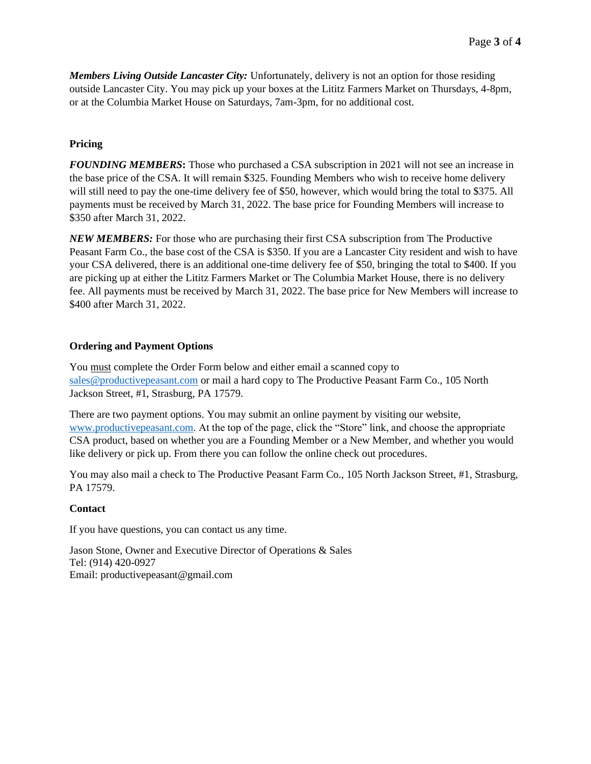***Members Living Outside Lancaster City:*** Unfortunately, delivery is not an option for those residing outside Lancaster City. You may pick up your boxes at the Lititz Farmers Market on Thursdays, 4-8pm, or at the Columbia Market House on Saturdays, 7am-3pm, for no additional cost.

**Pricing**

***FOUNDING MEMBERS*****:** Those who purchased a CSA subscription in 2021 will not see an increase in the base price of the CSA. It will remain $325. Founding Members who wish to receive home delivery will still need to pay the one-time delivery fee of $50, however, which would bring the total to $375. All payments must be received by March 31, 2022. The base price for Founding Members will increase to $350 after March 31, 2022.

***NEW MEMBERS:*** For those who are purchasing their first CSA subscription from The Productive Peasant Farm Co., the base cost of the CSA is $350. If you are a Lancaster City resident and wish to have your CSA delivered, there is an additional one-time delivery fee of $50, bringing the total to $400. If you are picking up at either the Lititz Farmers Market or The Columbia Market House, there is no delivery fee. All payments must be received by March 31, 2022. The base price for New Members will increase to $400 after March 31, 2022.

**Ordering and Payment Options**

You <u>must</u> complete the Order Form below and either email a scanned copy to [sales@productivepeasant.com](mailto:sales@productivepeasant.com) or mail a hard copy to The Productive Peasant Farm Co., 105 North Jackson Street, #1, Strasburg, PA 17579.

There are two payment options. You may submit an online payment by visiting our website, [www.productivepeasant.com](http://www.productivepeasant.com). At the top of the page, click the "Store" link, and choose the appropriate CSA product, based on whether you are a Founding Member or a New Member, and whether you would like delivery or pick up. From there you can follow the online check out procedures.

You may also mail a check to The Productive Peasant Farm Co., 105 North Jackson Street, #1, Strasburg, PA 17579.

**Contact**

If you have questions, you can contact us any time.

Jason Stone, Owner and Executive Director of Operations & Sales
Tel: (914) 420-0927
Email: productivepeasant@gmail.com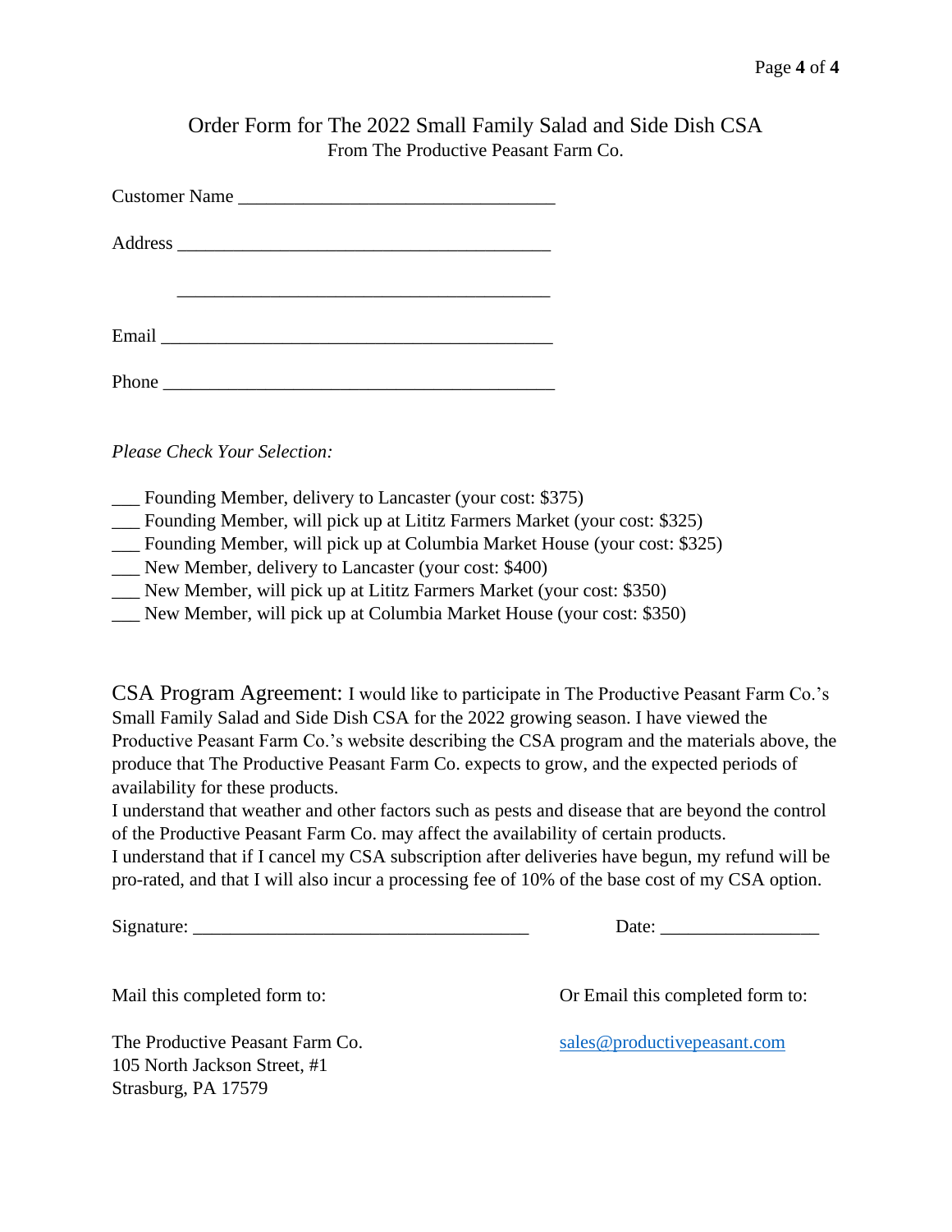# Order Form for The 2022 Small Family Salad and Side Dish CSA

From The Productive Peasant Farm Co.

Customer Name ___________________________________

Address _________________________________________

_________________________________________

Email ___________________________________________

Phone ___________________________________________

*Please Check Your Selection:*

___ Founding Member, delivery to Lancaster (your cost: $375)
___ Founding Member, will pick up at Lititz Farmers Market (your cost: $325)
___ Founding Member, will pick up at Columbia Market House (your cost: $325)
___ New Member, delivery to Lancaster (your cost: $400)
___ New Member, will pick up at Lititz Farmers Market (your cost: $350)
___ New Member, will pick up at Columbia Market House (your cost: $350)

CSA Program Agreement: I would like to participate in The Productive Peasant Farm Co.'s Small Family Salad and Side Dish CSA for the 2022 growing season. I have viewed the Productive Peasant Farm Co.'s website describing the CSA program and the materials above, the produce that The Productive Peasant Farm Co. expects to grow, and the expected periods of availability for these products.

I understand that weather and other factors such as pests and disease that are beyond the control of the Productive Peasant Farm Co. may affect the availability of certain products.

I understand that if I cancel my CSA subscription after deliveries have begun, my refund will be pro-rated, and that I will also incur a processing fee of 10% of the base cost of my CSA option.

Signature: _____________________________________ Date: _________________

Mail this completed form to:

The Productive Peasant Farm Co.
105 North Jackson Street, #1
Strasburg, PA 17579

Or Email this completed form to:

sales@productivepeasant.com